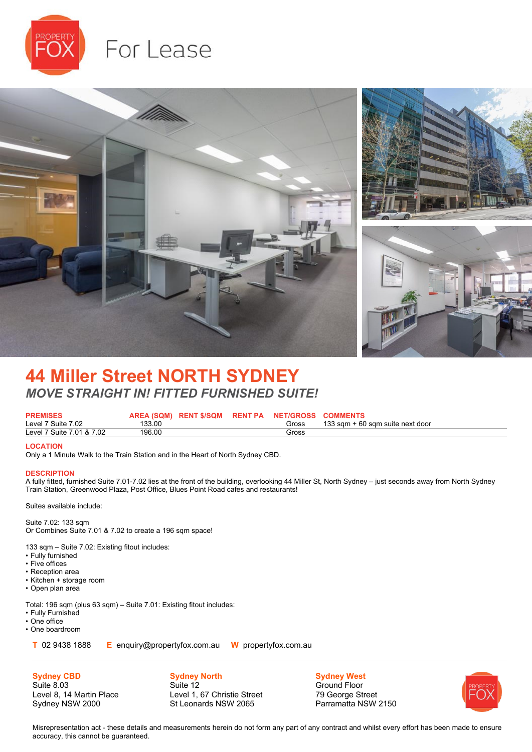For Lease

# 44 Miller Street NORTH SYDNEY

## *MOVE STRAIGHT IN! FITTED FURNISHED SUITE!*

| PREMISES | AREA (SQM) | RENT $/SQM | RENT PA | NET/GROSS | COMMENTS |
|---|---|---|---|---|---|
| Level 7 Suite 7.02 | 133.00 | | | Gross | 133 sqm + 60 sqm suite next door |
| Level 7 Suite 7.01 & 7.02 | 196.00 | | | Gross | |

**LOCATION**

Only a 1 Minute Walk to the Train Station and in the Heart of North Sydney CBD.

**DESCRIPTION**

A fully fitted, furnished Suite 7.01-7.02 lies at the front of the building, overlooking 44 Miller St, North Sydney – just seconds away from North Sydney Train Station, Greenwood Plaza, Post Office, Blues Point Road cafes and restaurants!

Suites available include:

Suite 7.02: 133 sqm
Or Combines Suite 7.01 & 7.02 to create a 196 sqm space!

133 sqm – Suite 7.02: Existing fitout includes:
- Fully furnished
- Five offices
- Reception area
- Kitchen + storage room
- Open plan area

Total: 196 sqm (plus 63 sqm) – Suite 7.01: Existing fitout includes:
- Fully Furnished
- One office
- One boardroom

**T** 02 9438 1888 **E** enquiry@propertyfox.com.au **W** propertyfox.com.au

**Sydney CBD**
Suite 8.03
Level 8, 14 Martin Place
Sydney NSW 2000

**Sydney North**
Suite 12
Level 1, 67 Christie Street
St Leonards NSW 2065

**Sydney West**
Ground Floor
79 George Street
Parramatta NSW 2150

Misrepresentation act - these details and measurements herein do not form any part of any contract and whilst every effort has been made to ensure accuracy, this cannot be guaranteed.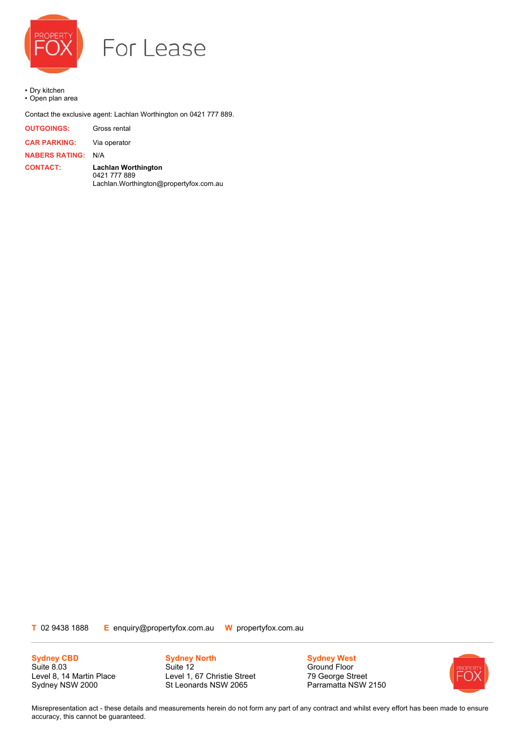# For Lease

- Dry kitchen
- Open plan area

Contact the exclusive agent: Lachlan Worthington on 0421 777 889.

| | |
|---|---|
| **OUTGOINGS:** | Gross rental |
| **CAR PARKING:** | Via operator |
| **NABERS RATING:** | N/A |
| **CONTACT:** | **Lachlan Worthington**<br>0421 777 889<br>Lachlan.Worthington@propertyfox.com.au |

**T** 02 9438 1888 **E** enquiry@propertyfox.com.au **W** propertyfox.com.au

**Sydney CBD**
Suite 8.03
Level 8, 14 Martin Place
Sydney NSW 2000

**Sydney North**
Suite 12
Level 1, 67 Christie Street
St Leonards NSW 2065

**Sydney West**
Ground Floor
79 George Street
Parramatta NSW 2150

Misrepresentation act - these details and measurements herein do not form any part of any contract and whilst every effort has been made to ensure accuracy, this cannot be guaranteed.